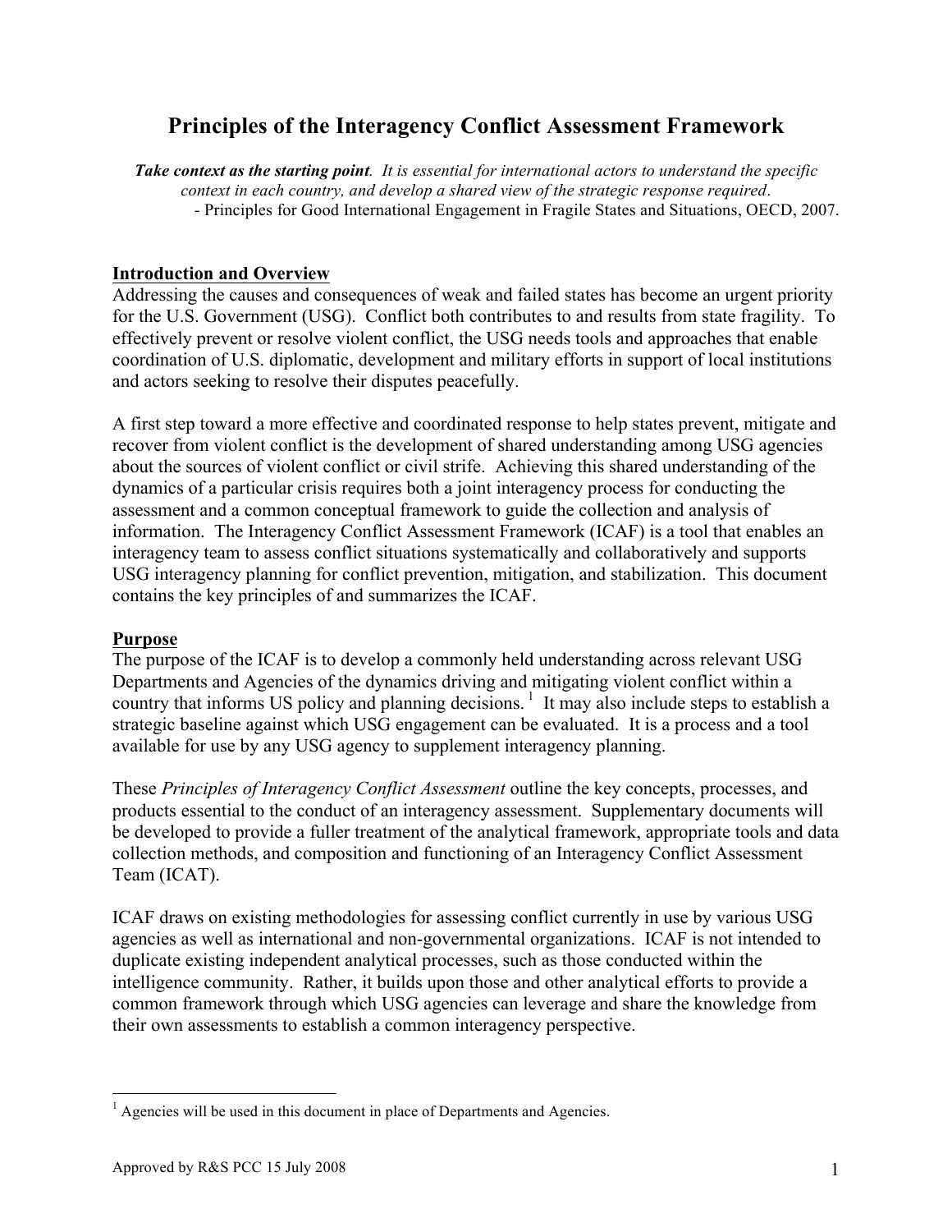# Principles of the Interagency Conflict Assessment Framework

> ***Take context as the starting point****. It is essential for international actors to understand the specific context in each country, and develop a shared view of the strategic response required*.
> - Principles for Good International Engagement in Fragile States and Situations, OECD, 2007.

## Introduction and Overview

Addressing the causes and consequences of weak and failed states has become an urgent priority for the U.S. Government (USG). Conflict both contributes to and results from state fragility. To effectively prevent or resolve violent conflict, the USG needs tools and approaches that enable coordination of U.S. diplomatic, development and military efforts in support of local institutions and actors seeking to resolve their disputes peacefully.

A first step toward a more effective and coordinated response to help states prevent, mitigate and recover from violent conflict is the development of shared understanding among USG agencies about the sources of violent conflict or civil strife. Achieving this shared understanding of the dynamics of a particular crisis requires both a joint interagency process for conducting the assessment and a common conceptual framework to guide the collection and analysis of information. The Interagency Conflict Assessment Framework (ICAF) is a tool that enables an interagency team to assess conflict situations systematically and collaboratively and supports USG interagency planning for conflict prevention, mitigation, and stabilization. This document contains the key principles of and summarizes the ICAF.

## Purpose

The purpose of the ICAF is to develop a commonly held understanding across relevant USG Departments and Agencies of the dynamics driving and mitigating violent conflict within a country that informs US policy and planning decisions.[1] It may also include steps to establish a strategic baseline against which USG engagement can be evaluated. It is a process and a tool available for use by any USG agency to supplement interagency planning.

These *Principles of Interagency Conflict Assessment* outline the key concepts, processes, and products essential to the conduct of an interagency assessment. Supplementary documents will be developed to provide a fuller treatment of the analytical framework, appropriate tools and data collection methods, and composition and functioning of an Interagency Conflict Assessment Team (ICAT).

ICAF draws on existing methodologies for assessing conflict currently in use by various USG agencies as well as international and non-governmental organizations. ICAF is not intended to duplicate existing independent analytical processes, such as those conducted within the intelligence community. Rather, it builds upon those and other analytical efforts to provide a common framework through which USG agencies can leverage and share the knowledge from their own assessments to establish a common interagency perspective.

---

[1] Agencies will be used in this document in place of Departments and Agencies.

Approved by R&S PCC 15 July 2008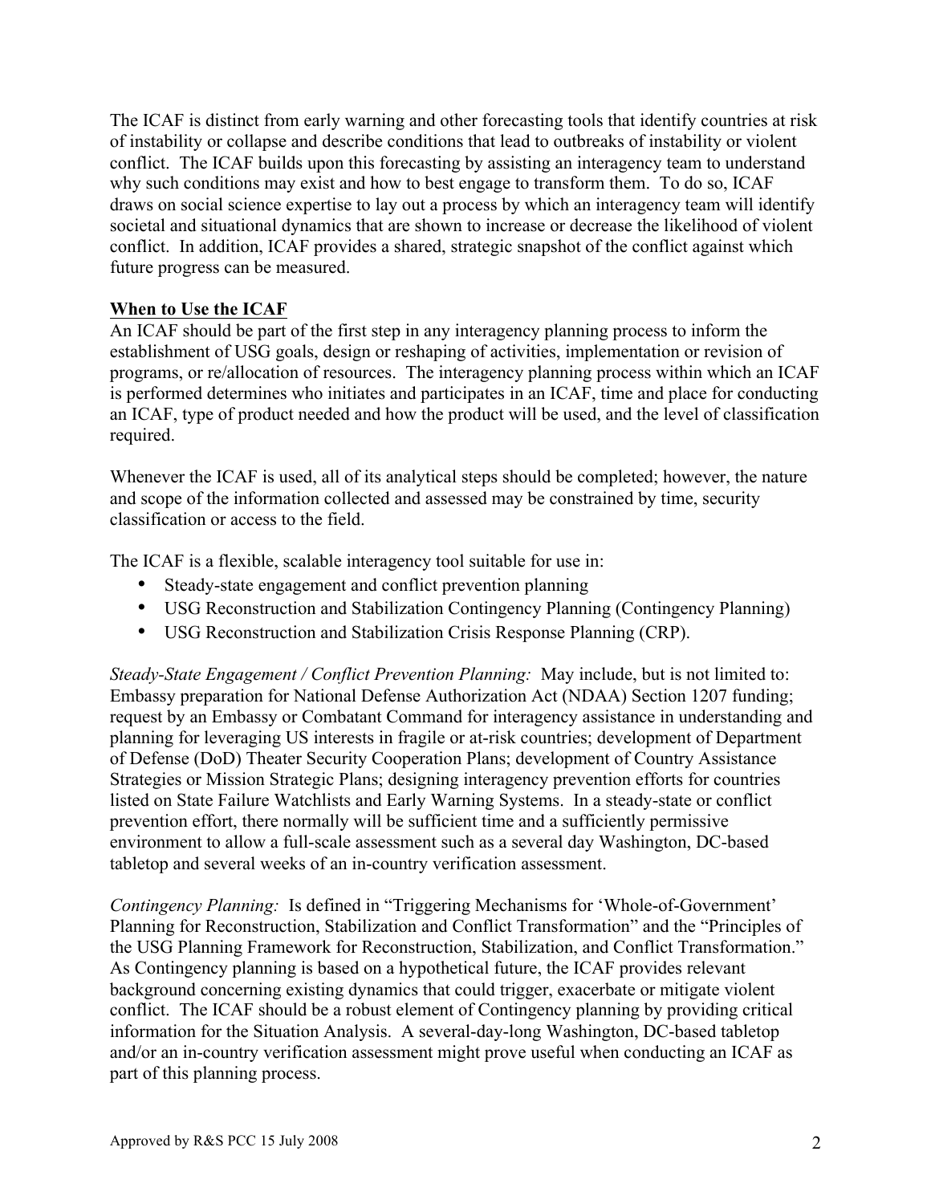The ICAF is distinct from early warning and other forecasting tools that identify countries at risk of instability or collapse and describe conditions that lead to outbreaks of instability or violent conflict. The ICAF builds upon this forecasting by assisting an interagency team to understand why such conditions may exist and how to best engage to transform them. To do so, ICAF draws on social science expertise to lay out a process by which an interagency team will identify societal and situational dynamics that are shown to increase or decrease the likelihood of violent conflict. In addition, ICAF provides a shared, strategic snapshot of the conflict against which future progress can be measured.

**When to Use the ICAF**

An ICAF should be part of the first step in any interagency planning process to inform the establishment of USG goals, design or reshaping of activities, implementation or revision of programs, or re/allocation of resources. The interagency planning process within which an ICAF is performed determines who initiates and participates in an ICAF, time and place for conducting an ICAF, type of product needed and how the product will be used, and the level of classification required.

Whenever the ICAF is used, all of its analytical steps should be completed; however, the nature and scope of the information collected and assessed may be constrained by time, security classification or access to the field.

The ICAF is a flexible, scalable interagency tool suitable for use in:

- Steady-state engagement and conflict prevention planning
- USG Reconstruction and Stabilization Contingency Planning (Contingency Planning)
- USG Reconstruction and Stabilization Crisis Response Planning (CRP).

*Steady-State Engagement / Conflict Prevention Planning:* May include, but is not limited to: Embassy preparation for National Defense Authorization Act (NDAA) Section 1207 funding; request by an Embassy or Combatant Command for interagency assistance in understanding and planning for leveraging US interests in fragile or at-risk countries; development of Department of Defense (DoD) Theater Security Cooperation Plans; development of Country Assistance Strategies or Mission Strategic Plans; designing interagency prevention efforts for countries listed on State Failure Watchlists and Early Warning Systems. In a steady-state or conflict prevention effort, there normally will be sufficient time and a sufficiently permissive environment to allow a full-scale assessment such as a several day Washington, DC-based tabletop and several weeks of an in-country verification assessment.

*Contingency Planning:* Is defined in "Triggering Mechanisms for 'Whole-of-Government' Planning for Reconstruction, Stabilization and Conflict Transformation" and the "Principles of the USG Planning Framework for Reconstruction, Stabilization, and Conflict Transformation." As Contingency planning is based on a hypothetical future, the ICAF provides relevant background concerning existing dynamics that could trigger, exacerbate or mitigate violent conflict. The ICAF should be a robust element of Contingency planning by providing critical information for the Situation Analysis. A several-day-long Washington, DC-based tabletop and/or an in-country verification assessment might prove useful when conducting an ICAF as part of this planning process.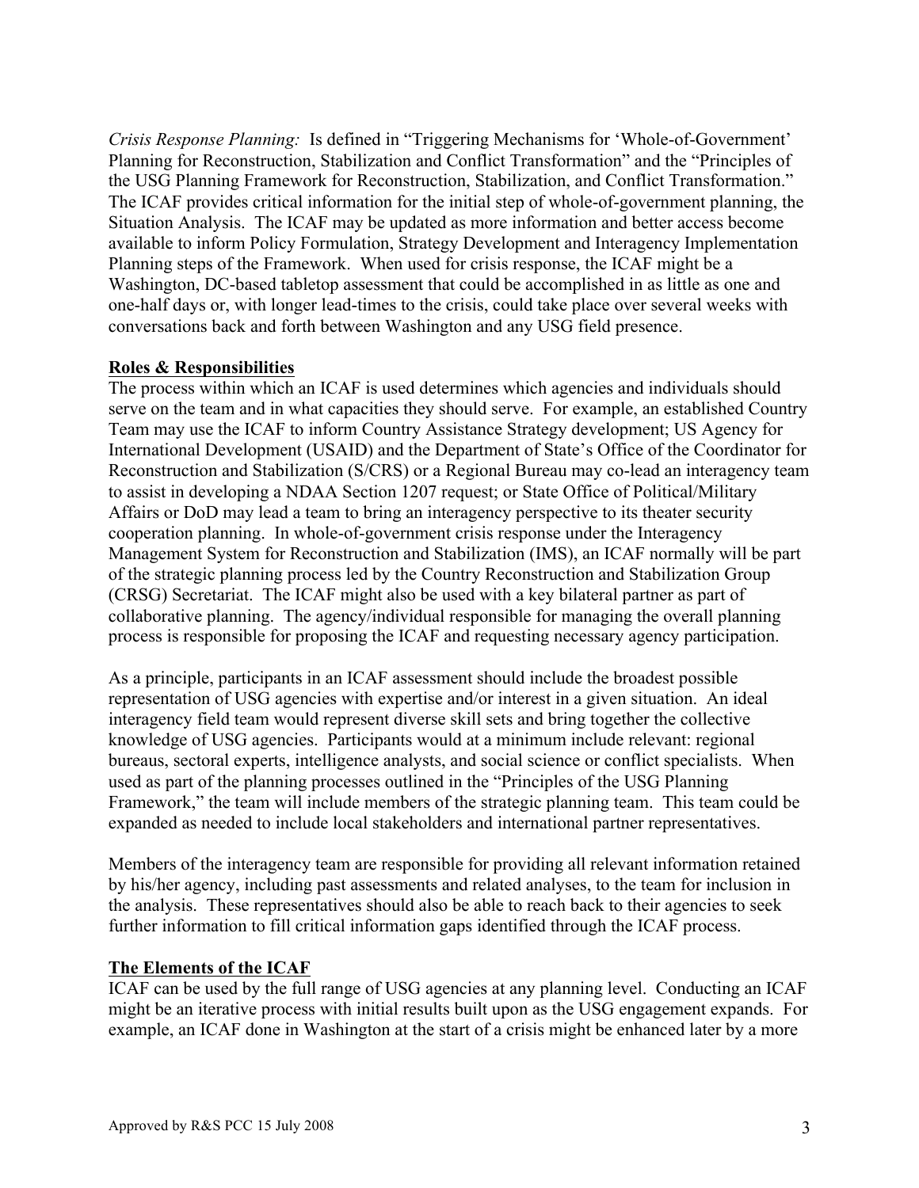*Crisis Response Planning:* Is defined in "Triggering Mechanisms for 'Whole-of-Government' Planning for Reconstruction, Stabilization and Conflict Transformation" and the "Principles of the USG Planning Framework for Reconstruction, Stabilization, and Conflict Transformation." The ICAF provides critical information for the initial step of whole-of-government planning, the Situation Analysis. The ICAF may be updated as more information and better access become available to inform Policy Formulation, Strategy Development and Interagency Implementation Planning steps of the Framework. When used for crisis response, the ICAF might be a Washington, DC-based tabletop assessment that could be accomplished in as little as one and one-half days or, with longer lead-times to the crisis, could take place over several weeks with conversations back and forth between Washington and any USG field presence.

## Roles & Responsibilities

The process within which an ICAF is used determines which agencies and individuals should serve on the team and in what capacities they should serve. For example, an established Country Team may use the ICAF to inform Country Assistance Strategy development; US Agency for International Development (USAID) and the Department of State's Office of the Coordinator for Reconstruction and Stabilization (S/CRS) or a Regional Bureau may co-lead an interagency team to assist in developing a NDAA Section 1207 request; or State Office of Political/Military Affairs or DoD may lead a team to bring an interagency perspective to its theater security cooperation planning. In whole-of-government crisis response under the Interagency Management System for Reconstruction and Stabilization (IMS), an ICAF normally will be part of the strategic planning process led by the Country Reconstruction and Stabilization Group (CRSG) Secretariat. The ICAF might also be used with a key bilateral partner as part of collaborative planning. The agency/individual responsible for managing the overall planning process is responsible for proposing the ICAF and requesting necessary agency participation.

As a principle, participants in an ICAF assessment should include the broadest possible representation of USG agencies with expertise and/or interest in a given situation. An ideal interagency field team would represent diverse skill sets and bring together the collective knowledge of USG agencies. Participants would at a minimum include relevant: regional bureaus, sectoral experts, intelligence analysts, and social science or conflict specialists. When used as part of the planning processes outlined in the "Principles of the USG Planning Framework," the team will include members of the strategic planning team. This team could be expanded as needed to include local stakeholders and international partner representatives.

Members of the interagency team are responsible for providing all relevant information retained by his/her agency, including past assessments and related analyses, to the team for inclusion in the analysis. These representatives should also be able to reach back to their agencies to seek further information to fill critical information gaps identified through the ICAF process.

## The Elements of the ICAF

ICAF can be used by the full range of USG agencies at any planning level. Conducting an ICAF might be an iterative process with initial results built upon as the USG engagement expands. For example, an ICAF done in Washington at the start of a crisis might be enhanced later by a more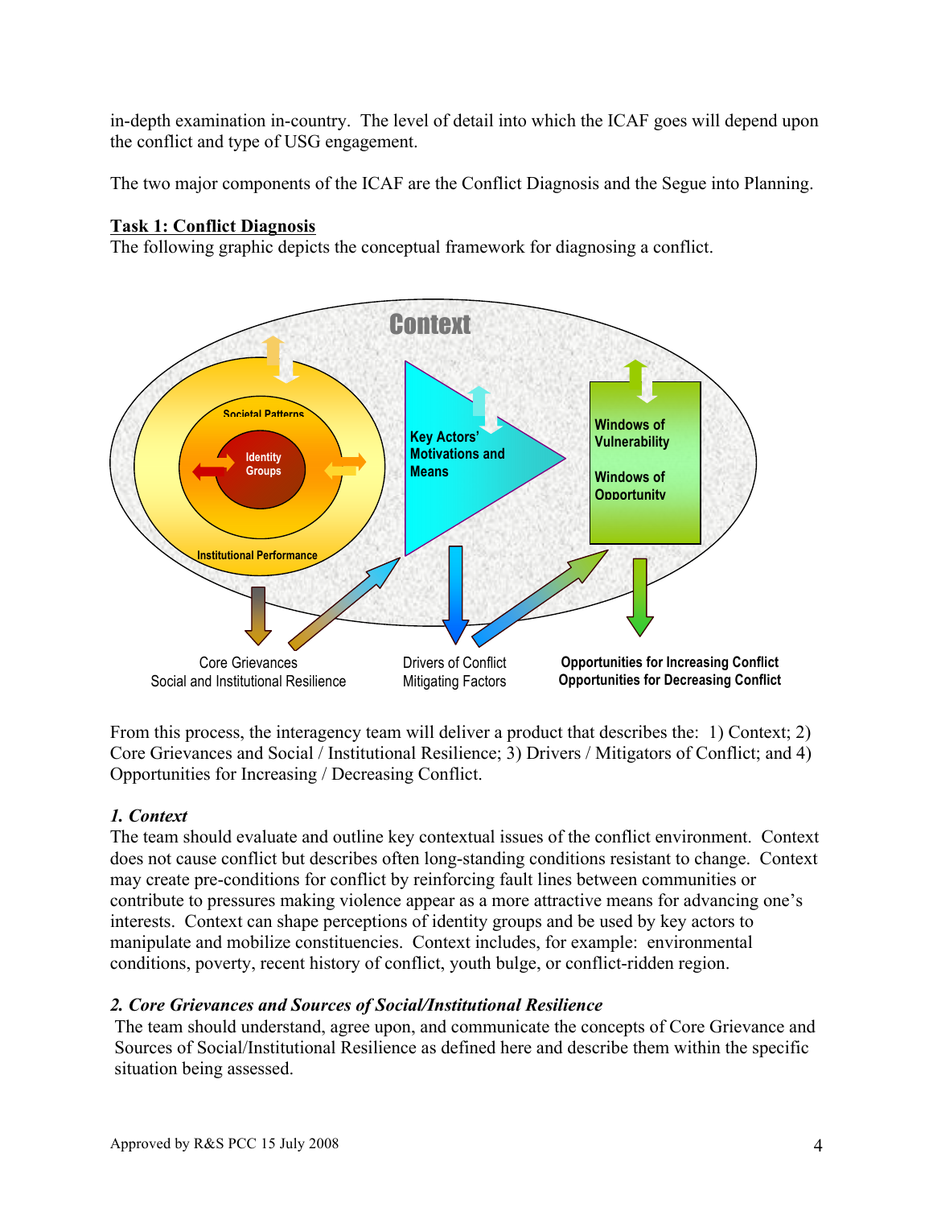in-depth examination in-country. The level of detail into which the ICAF goes will depend upon the conflict and type of USG engagement.

The two major components of the ICAF are the Conflict Diagnosis and the Segue into Planning.

**Task 1: Conflict Diagnosis**

The following graphic depicts the conceptual framework for diagnosing a conflict.

Context

Societal Patterns

Identity Groups

Institutional Performance

Key Actors' Motivations and Means

Windows of Vulnerability

Windows of Opportunity

Core Grievances
Social and Institutional Resilience

Drivers of Conflict
Mitigating Factors

**Opportunities for Increasing Conflict**
**Opportunities for Decreasing Conflict**

From this process, the interagency team will deliver a product that describes the: 1) Context; 2) Core Grievances and Social / Institutional Resilience; 3) Drivers / Mitigators of Conflict; and 4) Opportunities for Increasing / Decreasing Conflict.

### *1. Context*

The team should evaluate and outline key contextual issues of the conflict environment. Context does not cause conflict but describes often long-standing conditions resistant to change. Context may create pre-conditions for conflict by reinforcing fault lines between communities or contribute to pressures making violence appear as a more attractive means for advancing one's interests. Context can shape perceptions of identity groups and be used by key actors to manipulate and mobilize constituencies. Context includes, for example: environmental conditions, poverty, recent history of conflict, youth bulge, or conflict-ridden region.

### *2. Core Grievances and Sources of Social/Institutional Resilience*

The team should understand, agree upon, and communicate the concepts of Core Grievance and Sources of Social/Institutional Resilience as defined here and describe them within the specific situation being assessed.

Approved by R&S PCC 15 July 2008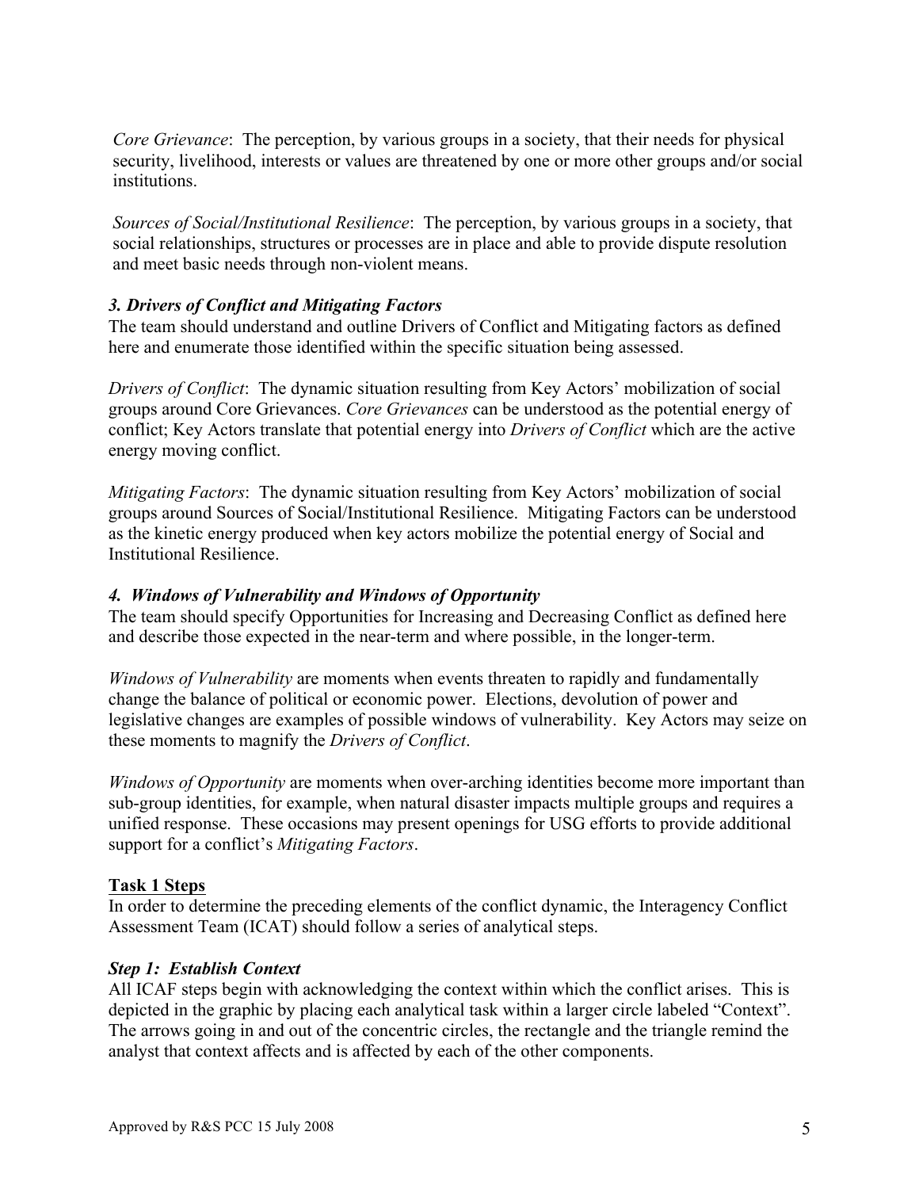*Core Grievance*: The perception, by various groups in a society, that their needs for physical security, livelihood, interests or values are threatened by one or more other groups and/or social institutions.

*Sources of Social/Institutional Resilience*: The perception, by various groups in a society, that social relationships, structures or processes are in place and able to provide dispute resolution and meet basic needs through non-violent means.

### *3. Drivers of Conflict and Mitigating Factors*

The team should understand and outline Drivers of Conflict and Mitigating factors as defined here and enumerate those identified within the specific situation being assessed.

*Drivers of Conflict*: The dynamic situation resulting from Key Actors' mobilization of social groups around Core Grievances. *Core Grievances* can be understood as the potential energy of conflict; Key Actors translate that potential energy into *Drivers of Conflict* which are the active energy moving conflict.

*Mitigating Factors*: The dynamic situation resulting from Key Actors' mobilization of social groups around Sources of Social/Institutional Resilience. Mitigating Factors can be understood as the kinetic energy produced when key actors mobilize the potential energy of Social and Institutional Resilience.

### *4. Windows of Vulnerability and Windows of Opportunity*

The team should specify Opportunities for Increasing and Decreasing Conflict as defined here and describe those expected in the near-term and where possible, in the longer-term.

*Windows of Vulnerability* are moments when events threaten to rapidly and fundamentally change the balance of political or economic power. Elections, devolution of power and legislative changes are examples of possible windows of vulnerability. Key Actors may seize on these moments to magnify the *Drivers of Conflict*.

*Windows of Opportunity* are moments when over-arching identities become more important than sub-group identities, for example, when natural disaster impacts multiple groups and requires a unified response. These occasions may present openings for USG efforts to provide additional support for a conflict's *Mitigating Factors*.

## Task 1 Steps

In order to determine the preceding elements of the conflict dynamic, the Interagency Conflict Assessment Team (ICAT) should follow a series of analytical steps.

### *Step 1: Establish Context*

All ICAF steps begin with acknowledging the context within which the conflict arises. This is depicted in the graphic by placing each analytical task within a larger circle labeled "Context". The arrows going in and out of the concentric circles, the rectangle and the triangle remind the analyst that context affects and is affected by each of the other components.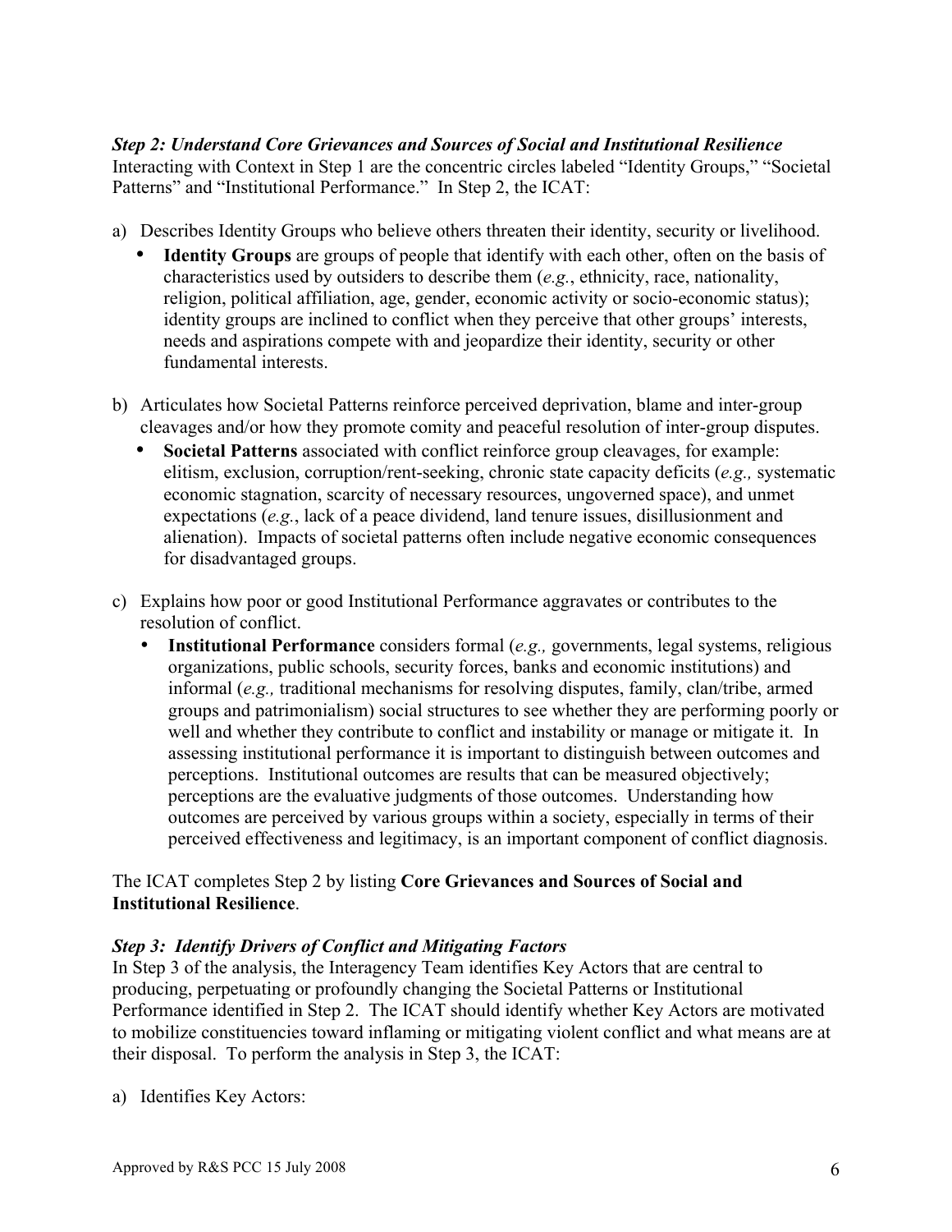***Step 2: Understand Core Grievances and Sources of Social and Institutional Resilience***

Interacting with Context in Step 1 are the concentric circles labeled "Identity Groups," "Societal Patterns" and "Institutional Performance." In Step 2, the ICAT:

a) Describes Identity Groups who believe others threaten their identity, security or livelihood.
   - **Identity Groups** are groups of people that identify with each other, often on the basis of characteristics used by outsiders to describe them (*e.g.*, ethnicity, race, nationality, religion, political affiliation, age, gender, economic activity or socio-economic status); identity groups are inclined to conflict when they perceive that other groups' interests, needs and aspirations compete with and jeopardize their identity, security or other fundamental interests.

b) Articulates how Societal Patterns reinforce perceived deprivation, blame and inter-group cleavages and/or how they promote comity and peaceful resolution of inter-group disputes.
   - **Societal Patterns** associated with conflict reinforce group cleavages, for example: elitism, exclusion, corruption/rent-seeking, chronic state capacity deficits (*e.g.,* systematic economic stagnation, scarcity of necessary resources, ungoverned space), and unmet expectations (*e.g.*, lack of a peace dividend, land tenure issues, disillusionment and alienation). Impacts of societal patterns often include negative economic consequences for disadvantaged groups.

c) Explains how poor or good Institutional Performance aggravates or contributes to the resolution of conflict.
   - **Institutional Performance** considers formal (*e.g.,* governments, legal systems, religious organizations, public schools, security forces, banks and economic institutions) and informal (*e.g.,* traditional mechanisms for resolving disputes, family, clan/tribe, armed groups and patrimonialism) social structures to see whether they are performing poorly or well and whether they contribute to conflict and instability or manage or mitigate it. In assessing institutional performance it is important to distinguish between outcomes and perceptions. Institutional outcomes are results that can be measured objectively; perceptions are the evaluative judgments of those outcomes. Understanding how outcomes are perceived by various groups within a society, especially in terms of their perceived effectiveness and legitimacy, is an important component of conflict diagnosis.

The ICAT completes Step 2 by listing **Core Grievances and Sources of Social and Institutional Resilience**.

***Step 3: Identify Drivers of Conflict and Mitigating Factors***

In Step 3 of the analysis, the Interagency Team identifies Key Actors that are central to producing, perpetuating or profoundly changing the Societal Patterns or Institutional Performance identified in Step 2. The ICAT should identify whether Key Actors are motivated to mobilize constituencies toward inflaming or mitigating violent conflict and what means are at their disposal. To perform the analysis in Step 3, the ICAT:

a) Identifies Key Actors: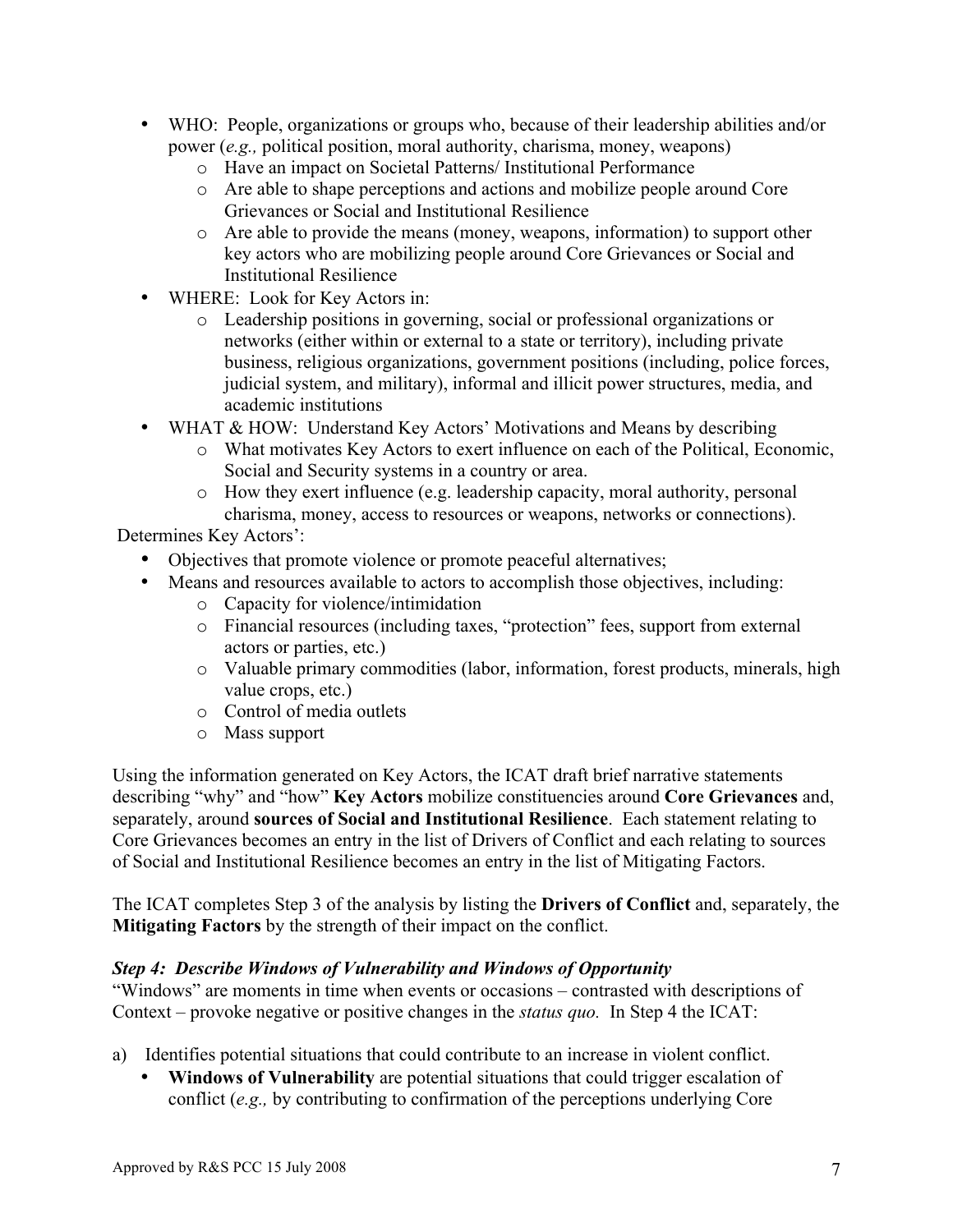- WHO: People, organizations or groups who, because of their leadership abilities and/or power (*e.g.,* political position, moral authority, charisma, money, weapons)
  - Have an impact on Societal Patterns/ Institutional Performance
  - Are able to shape perceptions and actions and mobilize people around Core Grievances or Social and Institutional Resilience
  - Are able to provide the means (money, weapons, information) to support other key actors who are mobilizing people around Core Grievances or Social and Institutional Resilience
- WHERE: Look for Key Actors in:
  - Leadership positions in governing, social or professional organizations or networks (either within or external to a state or territory), including private business, religious organizations, government positions (including, police forces, judicial system, and military), informal and illicit power structures, media, and academic institutions
- WHAT & HOW: Understand Key Actors' Motivations and Means by describing
  - What motivates Key Actors to exert influence on each of the Political, Economic, Social and Security systems in a country or area.
  - How they exert influence (e.g. leadership capacity, moral authority, personal charisma, money, access to resources or weapons, networks or connections).

Determines Key Actors':

- Objectives that promote violence or promote peaceful alternatives;
- Means and resources available to actors to accomplish those objectives, including:
  - Capacity for violence/intimidation
  - Financial resources (including taxes, "protection" fees, support from external actors or parties, etc.)
  - Valuable primary commodities (labor, information, forest products, minerals, high value crops, etc.)
  - Control of media outlets
  - Mass support

Using the information generated on Key Actors, the ICAT draft brief narrative statements describing "why" and "how" **Key Actors** mobilize constituencies around **Core Grievances** and, separately, around **sources of Social and Institutional Resilience**. Each statement relating to Core Grievances becomes an entry in the list of Drivers of Conflict and each relating to sources of Social and Institutional Resilience becomes an entry in the list of Mitigating Factors.

The ICAT completes Step 3 of the analysis by listing the **Drivers of Conflict** and, separately, the **Mitigating Factors** by the strength of their impact on the conflict.

### *Step 4: Describe Windows of Vulnerability and Windows of Opportunity*

"Windows" are moments in time when events or occasions – contrasted with descriptions of Context – provoke negative or positive changes in the *status quo.* In Step 4 the ICAT:

a) Identifies potential situations that could contribute to an increase in violent conflict.
   - **Windows of Vulnerability** are potential situations that could trigger escalation of conflict (*e.g.,* by contributing to confirmation of the perceptions underlying Core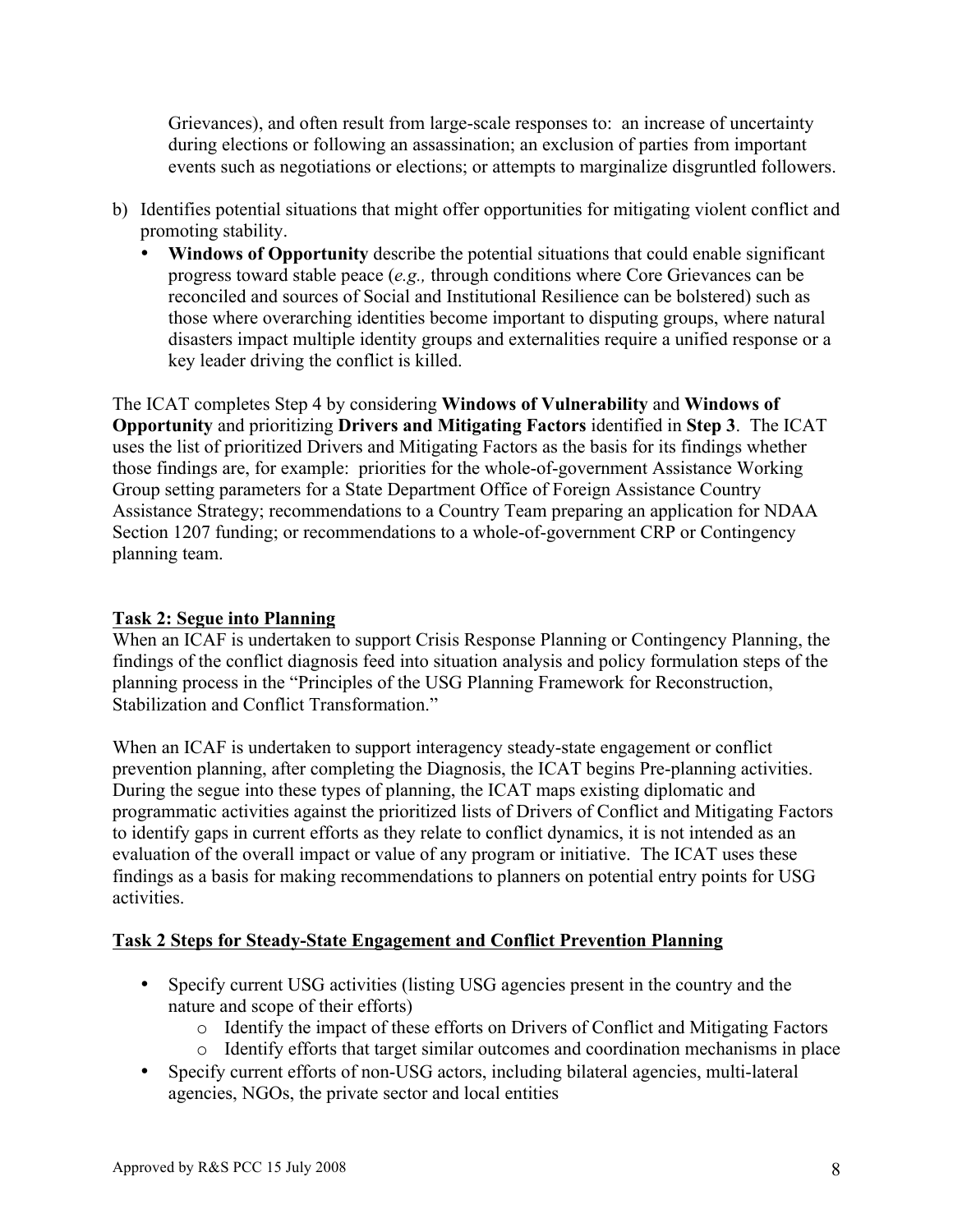Grievances), and often result from large-scale responses to: an increase of uncertainty during elections or following an assassination; an exclusion of parties from important events such as negotiations or elections; or attempts to marginalize disgruntled followers.

b) Identifies potential situations that might offer opportunities for mitigating violent conflict and promoting stability.
   - **Windows of Opportunity** describe the potential situations that could enable significant progress toward stable peace (*e.g.,* through conditions where Core Grievances can be reconciled and sources of Social and Institutional Resilience can be bolstered) such as those where overarching identities become important to disputing groups, where natural disasters impact multiple identity groups and externalities require a unified response or a key leader driving the conflict is killed.

The ICAT completes Step 4 by considering **Windows of Vulnerability** and **Windows of Opportunity** and prioritizing **Drivers and Mitigating Factors** identified in **Step 3**. The ICAT uses the list of prioritized Drivers and Mitigating Factors as the basis for its findings whether those findings are, for example: priorities for the whole-of-government Assistance Working Group setting parameters for a State Department Office of Foreign Assistance Country Assistance Strategy; recommendations to a Country Team preparing an application for NDAA Section 1207 funding; or recommendations to a whole-of-government CRP or Contingency planning team.

## Task 2: Segue into Planning

When an ICAF is undertaken to support Crisis Response Planning or Contingency Planning, the findings of the conflict diagnosis feed into situation analysis and policy formulation steps of the planning process in the "Principles of the USG Planning Framework for Reconstruction, Stabilization and Conflict Transformation."

When an ICAF is undertaken to support interagency steady-state engagement or conflict prevention planning, after completing the Diagnosis, the ICAT begins Pre-planning activities. During the segue into these types of planning, the ICAT maps existing diplomatic and programmatic activities against the prioritized lists of Drivers of Conflict and Mitigating Factors to identify gaps in current efforts as they relate to conflict dynamics, it is not intended as an evaluation of the overall impact or value of any program or initiative. The ICAT uses these findings as a basis for making recommendations to planners on potential entry points for USG activities.

## Task 2 Steps for Steady-State Engagement and Conflict Prevention Planning

- Specify current USG activities (listing USG agencies present in the country and the nature and scope of their efforts)
  - Identify the impact of these efforts on Drivers of Conflict and Mitigating Factors
  - Identify efforts that target similar outcomes and coordination mechanisms in place
- Specify current efforts of non-USG actors, including bilateral agencies, multi-lateral agencies, NGOs, the private sector and local entities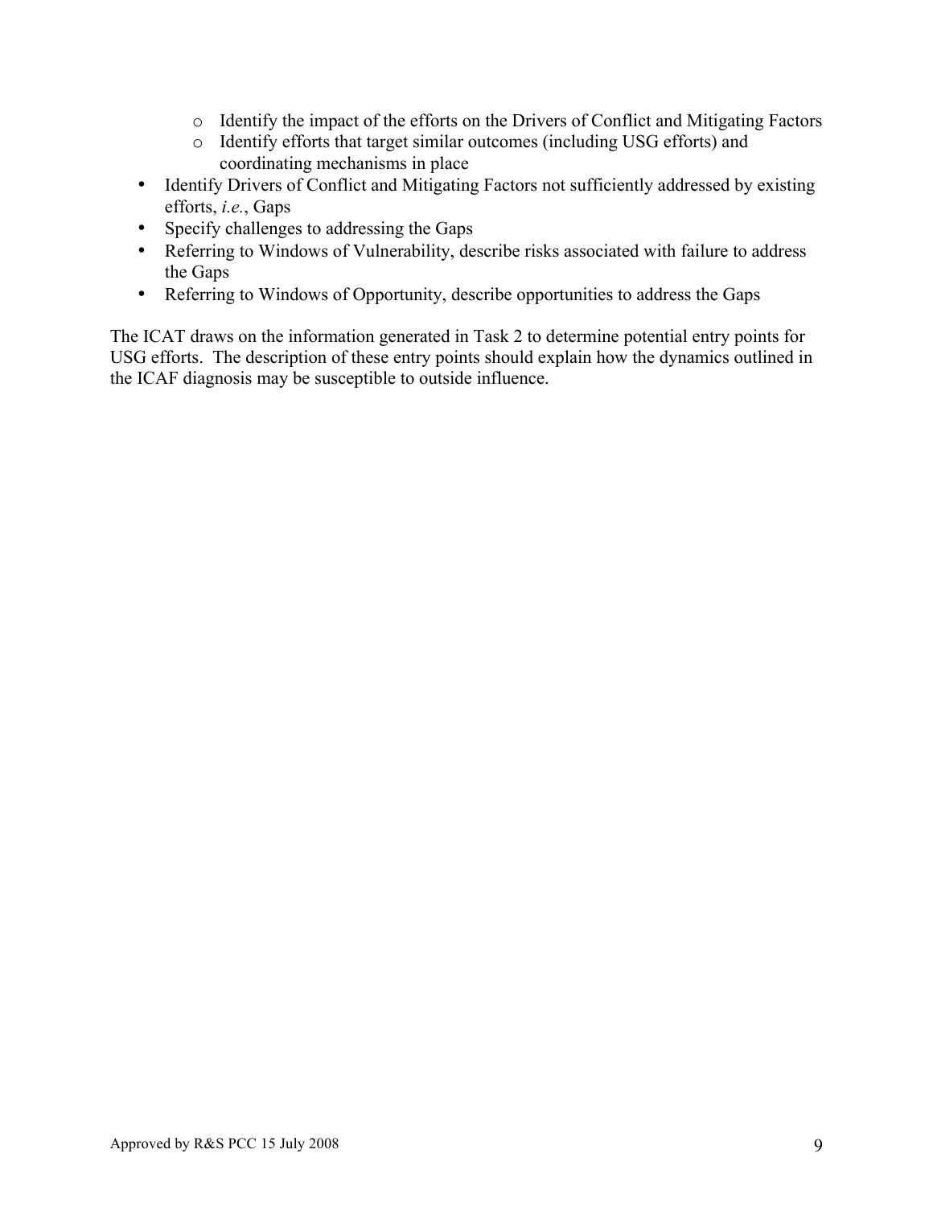- Identify the impact of the efforts on the Drivers of Conflict and Mitigating Factors
  - Identify efforts that target similar outcomes (including USG efforts) and coordinating mechanisms in place
- Identify Drivers of Conflict and Mitigating Factors not sufficiently addressed by existing efforts, *i.e.*, Gaps
- Specify challenges to addressing the Gaps
- Referring to Windows of Vulnerability, describe risks associated with failure to address the Gaps
- Referring to Windows of Opportunity, describe opportunities to address the Gaps

The ICAT draws on the information generated in Task 2 to determine potential entry points for USG efforts. The description of these entry points should explain how the dynamics outlined in the ICAF diagnosis may be susceptible to outside influence.